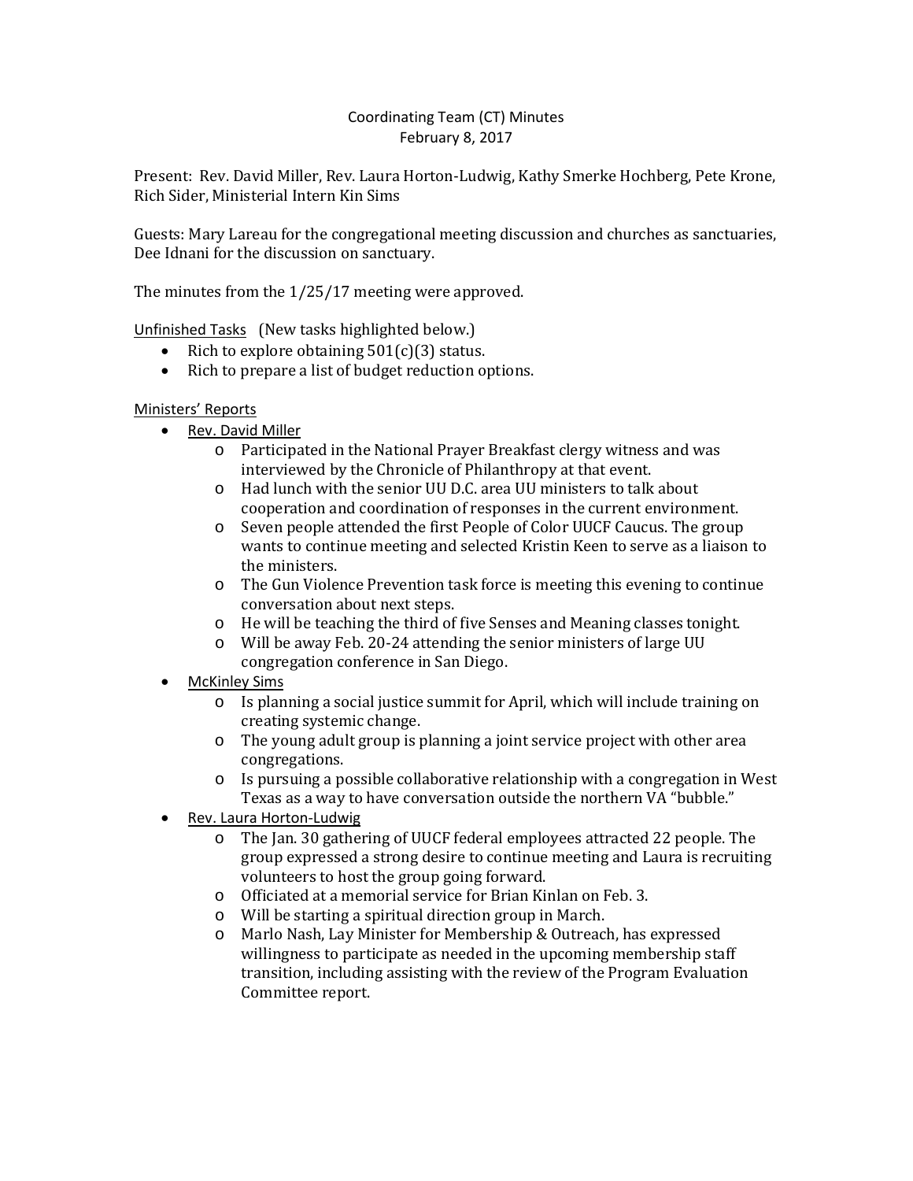Coordinating Team (CT) Minutes
February 8, 2017

Present: Rev. David Miller, Rev. Laura Horton-Ludwig, Kathy Smerke Hochberg, Pete Krone, Rich Sider, Ministerial Intern Kin Sims

Guests: Mary Lareau for the congregational meeting discussion and churches as sanctuaries, Dee Idnani for the discussion on sanctuary.

The minutes from the 1/25/17 meeting were approved.

<u>Unfinished Tasks</u> (New tasks highlighted below.)

- Rich to explore obtaining 501(c)(3) status.
- Rich to prepare a list of budget reduction options.

<u>Ministers' Reports</u>

- <u>Rev. David Miller</u>
  - Participated in the National Prayer Breakfast clergy witness and was interviewed by the Chronicle of Philanthropy at that event.
  - Had lunch with the senior UU D.C. area UU ministers to talk about cooperation and coordination of responses in the current environment.
  - Seven people attended the first People of Color UUCF Caucus. The group wants to continue meeting and selected Kristin Keen to serve as a liaison to the ministers.
  - The Gun Violence Prevention task force is meeting this evening to continue conversation about next steps.
  - He will be teaching the third of five Senses and Meaning classes tonight.
  - Will be away Feb. 20-24 attending the senior ministers of large UU congregation conference in San Diego.
- <u>McKinley Sims</u>
  - Is planning a social justice summit for April, which will include training on creating systemic change.
  - The young adult group is planning a joint service project with other area congregations.
  - Is pursuing a possible collaborative relationship with a congregation in West Texas as a way to have conversation outside the northern VA "bubble."
- <u>Rev. Laura Horton-Ludwig</u>
  - The Jan. 30 gathering of UUCF federal employees attracted 22 people. The group expressed a strong desire to continue meeting and Laura is recruiting volunteers to host the group going forward.
  - Officiated at a memorial service for Brian Kinlan on Feb. 3.
  - Will be starting a spiritual direction group in March.
  - Marlo Nash, Lay Minister for Membership & Outreach, has expressed willingness to participate as needed in the upcoming membership staff transition, including assisting with the review of the Program Evaluation Committee report.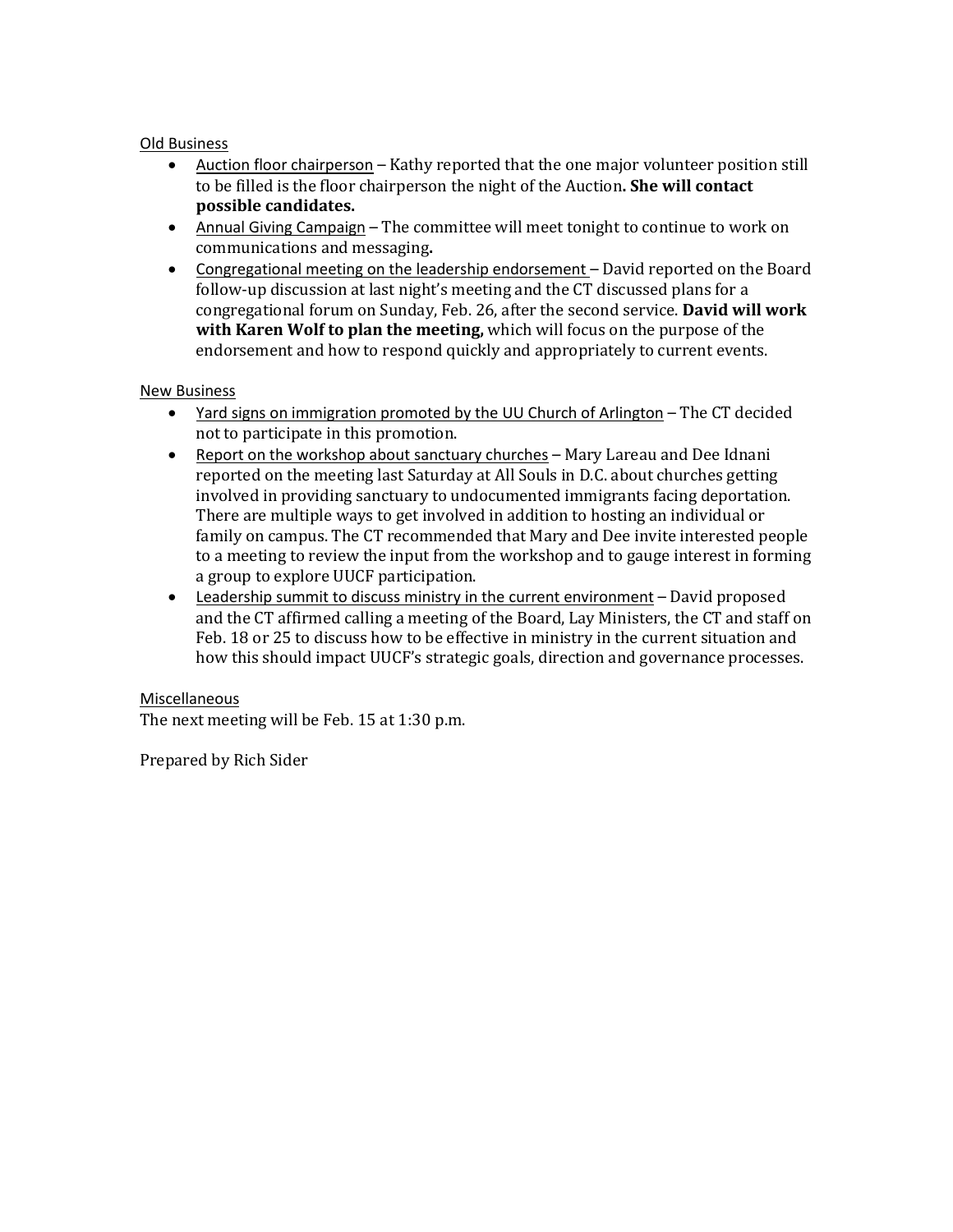Old Business

- Auction floor chairperson – Kathy reported that the one major volunteer position still to be filled is the floor chairperson the night of the Auction**. She will contact possible candidates.**
- Annual Giving Campaign – The committee will meet tonight to continue to work on communications and messaging**.**
- Congregational meeting on the leadership endorsement – David reported on the Board follow-up discussion at last night's meeting and the CT discussed plans for a congregational forum on Sunday, Feb. 26, after the second service. **David will work with Karen Wolf to plan the meeting,** which will focus on the purpose of the endorsement and how to respond quickly and appropriately to current events.

New Business

- Yard signs on immigration promoted by the UU Church of Arlington – The CT decided not to participate in this promotion.
- Report on the workshop about sanctuary churches – Mary Lareau and Dee Idnani reported on the meeting last Saturday at All Souls in D.C. about churches getting involved in providing sanctuary to undocumented immigrants facing deportation. There are multiple ways to get involved in addition to hosting an individual or family on campus. The CT recommended that Mary and Dee invite interested people to a meeting to review the input from the workshop and to gauge interest in forming a group to explore UUCF participation.
- Leadership summit to discuss ministry in the current environment – David proposed and the CT affirmed calling a meeting of the Board, Lay Ministers, the CT and staff on Feb. 18 or 25 to discuss how to be effective in ministry in the current situation and how this should impact UUCF's strategic goals, direction and governance processes.

Miscellaneous

The next meeting will be Feb. 15 at 1:30 p.m.

Prepared by Rich Sider